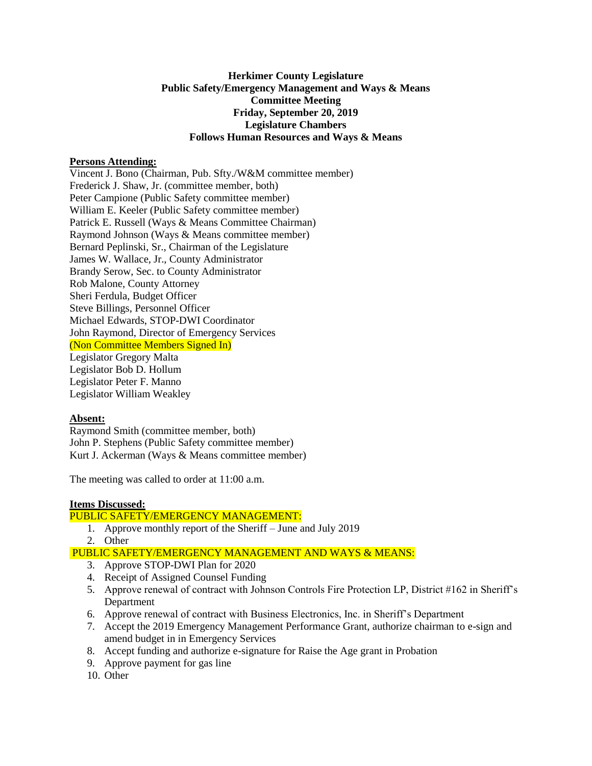**Herkimer County Legislature**
**Public Safety/Emergency Management and Ways & Means**
**Committee Meeting**
**Friday, September 20, 2019**
**Legislature Chambers**
**Follows Human Resources and Ways & Means**

**Persons Attending:**

Vincent J. Bono (Chairman, Pub. Sfty./W&M committee member)
Frederick J. Shaw, Jr. (committee member, both)
Peter Campione (Public Safety committee member)
William E. Keeler (Public Safety committee member)
Patrick E. Russell (Ways & Means Committee Chairman)
Raymond Johnson (Ways & Means committee member)
Bernard Peplinski, Sr., Chairman of the Legislature
James W. Wallace, Jr., County Administrator
Brandy Serow, Sec. to County Administrator
Rob Malone, County Attorney
Sheri Ferdula, Budget Officer
Steve Billings, Personnel Officer
Michael Edwards, STOP-DWI Coordinator
John Raymond, Director of Emergency Services
(Non Committee Members Signed In)
Legislator Gregory Malta
Legislator Bob D. Hollum
Legislator Peter F. Manno
Legislator William Weakley

**Absent:**

Raymond Smith (committee member, both)
John P. Stephens (Public Safety committee member)
Kurt J. Ackerman (Ways & Means committee member)

The meeting was called to order at 11:00 a.m.

**Items Discussed:**

PUBLIC SAFETY/EMERGENCY MANAGEMENT:

1. Approve monthly report of the Sheriff – June and July 2019
2. Other

PUBLIC SAFETY/EMERGENCY MANAGEMENT AND WAYS & MEANS:

3. Approve STOP-DWI Plan for 2020
4. Receipt of Assigned Counsel Funding
5. Approve renewal of contract with Johnson Controls Fire Protection LP, District #162 in Sheriff's Department
6. Approve renewal of contract with Business Electronics, Inc. in Sheriff's Department
7. Accept the 2019 Emergency Management Performance Grant, authorize chairman to e-sign and amend budget in in Emergency Services
8. Accept funding and authorize e-signature for Raise the Age grant in Probation
9. Approve payment for gas line
10. Other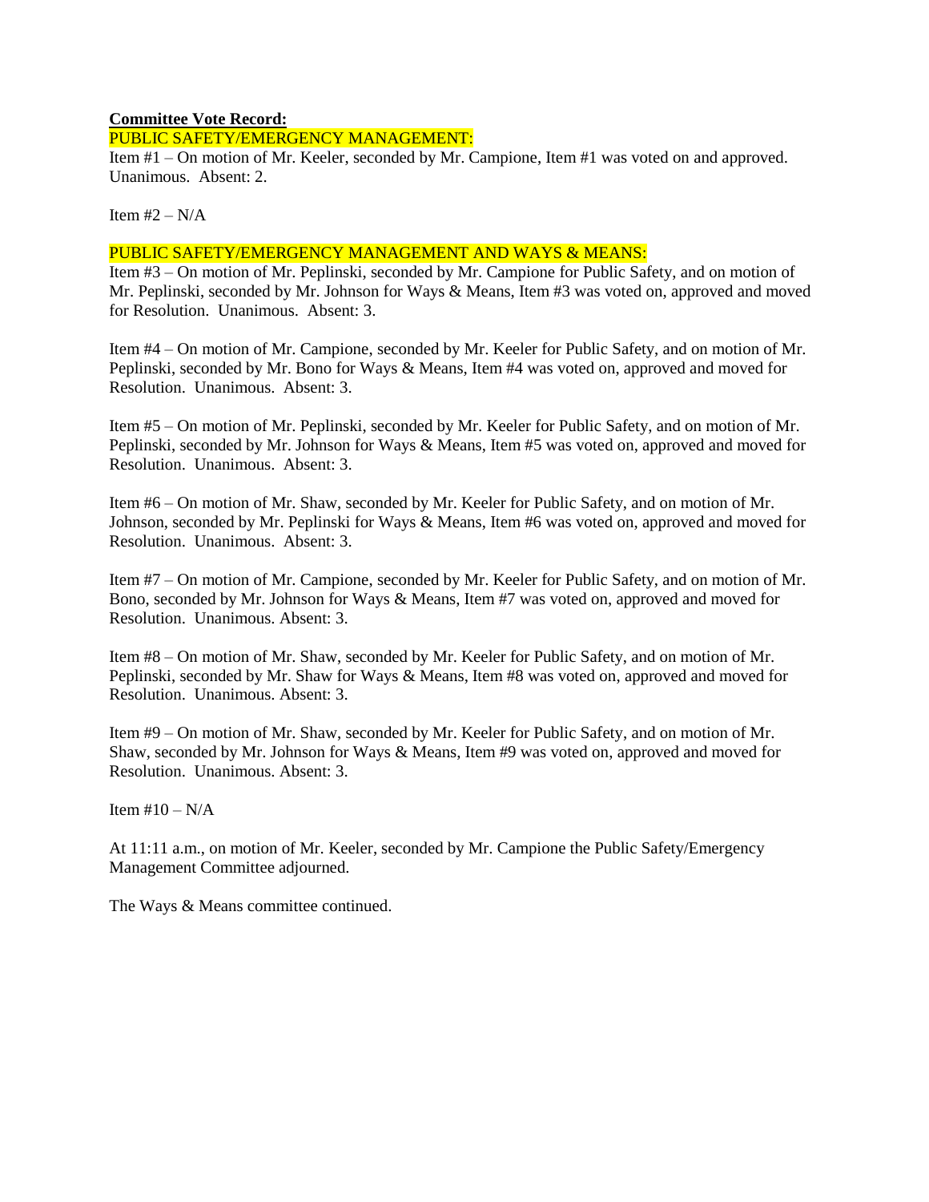**Committee Vote Record:**

PUBLIC SAFETY/EMERGENCY MANAGEMENT:

Item #1 – On motion of Mr. Keeler, seconded by Mr. Campione, Item #1 was voted on and approved. Unanimous. Absent: 2.

Item #2 – N/A

PUBLIC SAFETY/EMERGENCY MANAGEMENT AND WAYS & MEANS:

Item #3 – On motion of Mr. Peplinski, seconded by Mr. Campione for Public Safety, and on motion of Mr. Peplinski, seconded by Mr. Johnson for Ways & Means, Item #3 was voted on, approved and moved for Resolution. Unanimous. Absent: 3.

Item #4 – On motion of Mr. Campione, seconded by Mr. Keeler for Public Safety, and on motion of Mr. Peplinski, seconded by Mr. Bono for Ways & Means, Item #4 was voted on, approved and moved for Resolution. Unanimous. Absent: 3.

Item #5 – On motion of Mr. Peplinski, seconded by Mr. Keeler for Public Safety, and on motion of Mr. Peplinski, seconded by Mr. Johnson for Ways & Means, Item #5 was voted on, approved and moved for Resolution. Unanimous. Absent: 3.

Item #6 – On motion of Mr. Shaw, seconded by Mr. Keeler for Public Safety, and on motion of Mr. Johnson, seconded by Mr. Peplinski for Ways & Means, Item #6 was voted on, approved and moved for Resolution. Unanimous. Absent: 3.

Item #7 – On motion of Mr. Campione, seconded by Mr. Keeler for Public Safety, and on motion of Mr. Bono, seconded by Mr. Johnson for Ways & Means, Item #7 was voted on, approved and moved for Resolution. Unanimous. Absent: 3.

Item #8 – On motion of Mr. Shaw, seconded by Mr. Keeler for Public Safety, and on motion of Mr. Peplinski, seconded by Mr. Shaw for Ways & Means, Item #8 was voted on, approved and moved for Resolution. Unanimous. Absent: 3.

Item #9 – On motion of Mr. Shaw, seconded by Mr. Keeler for Public Safety, and on motion of Mr. Shaw, seconded by Mr. Johnson for Ways & Means, Item #9 was voted on, approved and moved for Resolution. Unanimous. Absent: 3.

Item #10 – N/A

At 11:11 a.m., on motion of Mr. Keeler, seconded by Mr. Campione the Public Safety/Emergency Management Committee adjourned.

The Ways & Means committee continued.